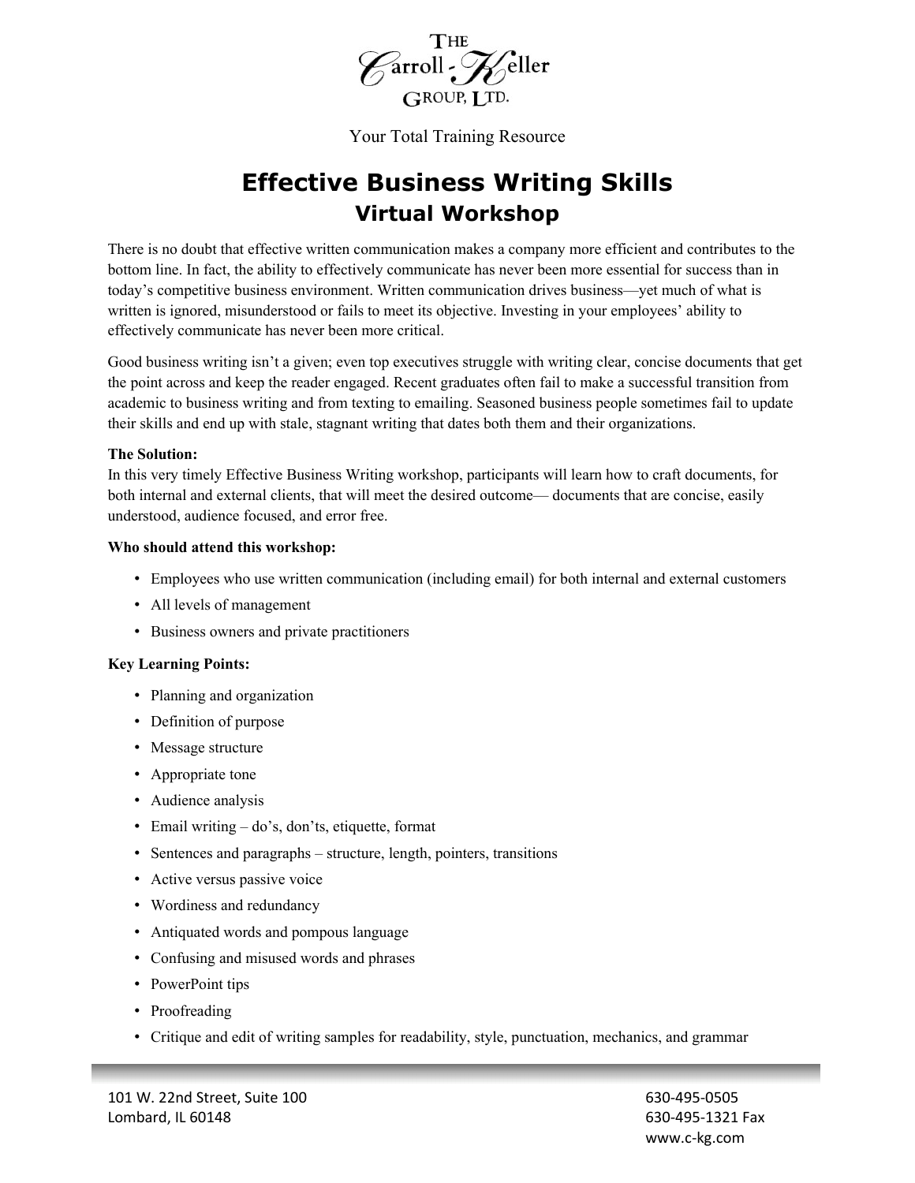THE Carroll-Keller GROUP, LTD.

Your Total Training Resource

# Effective Business Writing Skills
## Virtual Workshop

There is no doubt that effective written communication makes a company more efficient and contributes to the bottom line. In fact, the ability to effectively communicate has never been more essential for success than in today's competitive business environment. Written communication drives business—yet much of what is written is ignored, misunderstood or fails to meet its objective. Investing in your employees' ability to effectively communicate has never been more critical.

Good business writing isn't a given; even top executives struggle with writing clear, concise documents that get the point across and keep the reader engaged. Recent graduates often fail to make a successful transition from academic to business writing and from texting to emailing. Seasoned business people sometimes fail to update their skills and end up with stale, stagnant writing that dates both them and their organizations.

**The Solution:**
In this very timely Effective Business Writing workshop, participants will learn how to craft documents, for both internal and external clients, that will meet the desired outcome— documents that are concise, easily understood, audience focused, and error free.

**Who should attend this workshop:**

- Employees who use written communication (including email) for both internal and external customers
- All levels of management
- Business owners and private practitioners

**Key Learning Points:**

- Planning and organization
- Definition of purpose
- Message structure
- Appropriate tone
- Audience analysis
- Email writing – do's, don'ts, etiquette, format
- Sentences and paragraphs – structure, length, pointers, transitions
- Active versus passive voice
- Wordiness and redundancy
- Antiquated words and pompous language
- Confusing and misused words and phrases
- PowerPoint tips
- Proofreading
- Critique and edit of writing samples for readability, style, punctuation, mechanics, and grammar

101 W. 22nd Street, Suite 100
Lombard, IL 60148

630-495-0505
630-495-1321 Fax
www.c-kg.com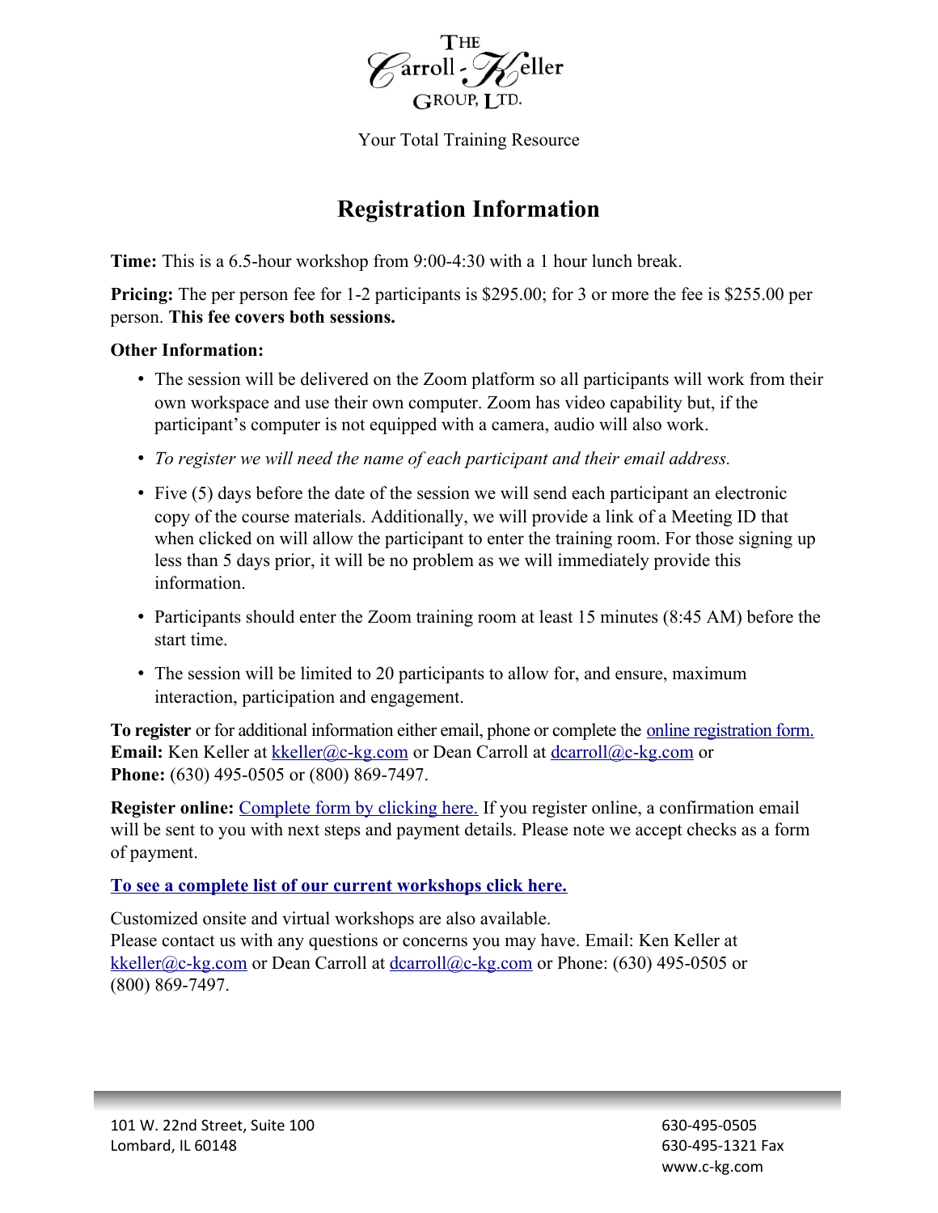THE
Carroll - Keller
GROUP, LTD.

Your Total Training Resource

# Registration Information

**Time:** This is a 6.5-hour workshop from 9:00-4:30 with a 1 hour lunch break.

**Pricing:** The per person fee for 1-2 participants is $295.00; for 3 or more the fee is $255.00 per person. **This fee covers both sessions.**

**Other Information:**

- The session will be delivered on the Zoom platform so all participants will work from their own workspace and use their own computer. Zoom has video capability but, if the participant's computer is not equipped with a camera, audio will also work.
- *To register we will need the name of each participant and their email address.*
- Five (5) days before the date of the session we will send each participant an electronic copy of the course materials. Additionally, we will provide a link of a Meeting ID that when clicked on will allow the participant to enter the training room. For those signing up less than 5 days prior, it will be no problem as we will immediately provide this information.
- Participants should enter the Zoom training room at least 15 minutes (8:45 AM) before the start time.
- The session will be limited to 20 participants to allow for, and ensure, maximum interaction, participation and engagement.

**To register** or for additional information either email, phone or complete the online registration form.
**Email:** Ken Keller at kkeller@c-kg.com or Dean Carroll at dcarroll@c-kg.com or
**Phone:** (630) 495-0505 or (800) 869-7497.

**Register online:** Complete form by clicking here. If you register online, a confirmation email will be sent to you with next steps and payment details. Please note we accept checks as a form of payment.

**To see a complete list of our current workshops click here.**

Customized onsite and virtual workshops are also available.
Please contact us with any questions or concerns you may have. Email: Ken Keller at kkeller@c-kg.com or Dean Carroll at dcarroll@c-kg.com or Phone: (630) 495-0505 or (800) 869-7497.

101 W. 22nd Street, Suite 100
Lombard, IL 60148

630-495-0505
630-495-1321 Fax
www.c-kg.com